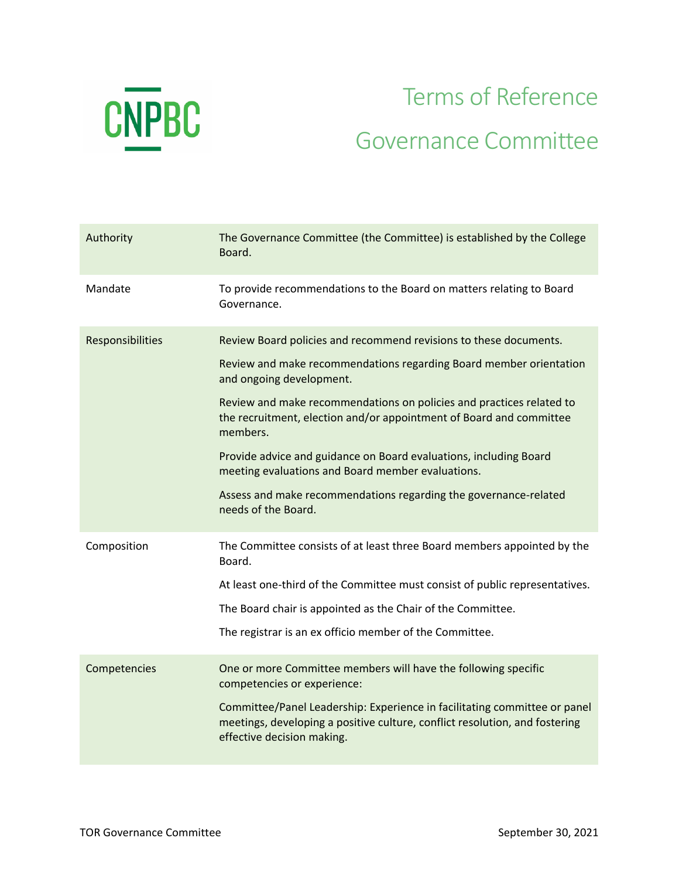# Terms of Reference

# Governance Committee

| | |
|---|---|
| Authority | The Governance Committee (the Committee) is established by the College Board. |
| Mandate | To provide recommendations to the Board on matters relating to Board Governance. |
| Responsibilities | Review Board policies and recommend revisions to these documents.<br><br>Review and make recommendations regarding Board member orientation and ongoing development.<br><br>Review and make recommendations on policies and practices related to the recruitment, election and/or appointment of Board and committee members.<br><br>Provide advice and guidance on Board evaluations, including Board meeting evaluations and Board member evaluations.<br><br>Assess and make recommendations regarding the governance-related needs of the Board. |
| Composition | The Committee consists of at least three Board members appointed by the Board.<br><br>At least one-third of the Committee must consist of public representatives.<br><br>The Board chair is appointed as the Chair of the Committee.<br><br>The registrar is an ex officio member of the Committee. |
| Competencies | One or more Committee members will have the following specific competencies or experience:<br><br>Committee/Panel Leadership: Experience in facilitating committee or panel meetings, developing a positive culture, conflict resolution, and fostering effective decision making. |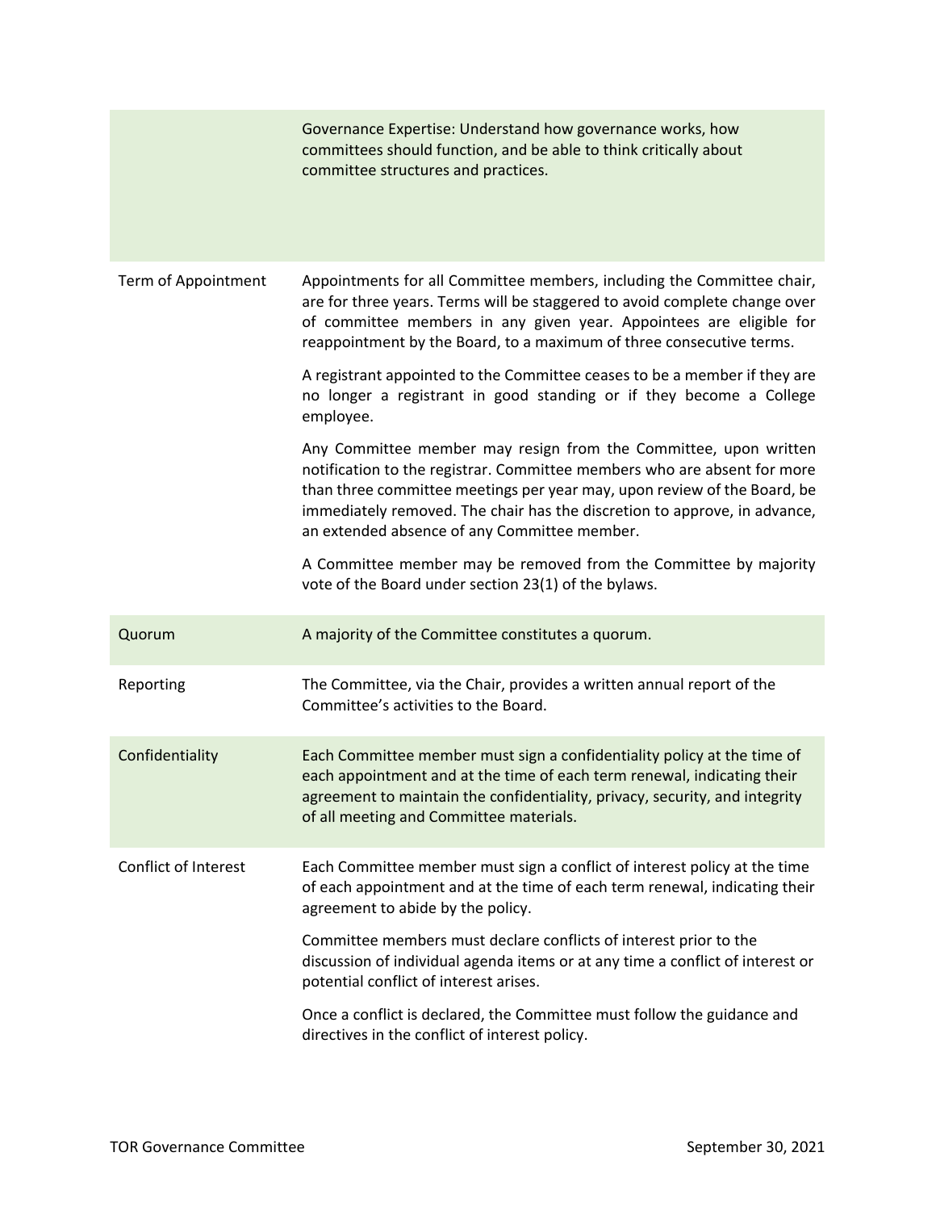| | |
|---|---|
| | Governance Expertise: Understand how governance works, how committees should function, and be able to think critically about committee structures and practices. |
| Term of Appointment | Appointments for all Committee members, including the Committee chair, are for three years. Terms will be staggered to avoid complete change over of committee members in any given year. Appointees are eligible for reappointment by the Board, to a maximum of three consecutive terms.<br><br>A registrant appointed to the Committee ceases to be a member if they are no longer a registrant in good standing or if they become a College employee.<br><br>Any Committee member may resign from the Committee, upon written notification to the registrar. Committee members who are absent for more than three committee meetings per year may, upon review of the Board, be immediately removed. The chair has the discretion to approve, in advance, an extended absence of any Committee member.<br><br>A Committee member may be removed from the Committee by majority vote of the Board under section 23(1) of the bylaws. |
| Quorum | A majority of the Committee constitutes a quorum. |
| Reporting | The Committee, via the Chair, provides a written annual report of the Committee's activities to the Board. |
| Confidentiality | Each Committee member must sign a confidentiality policy at the time of each appointment and at the time of each term renewal, indicating their agreement to maintain the confidentiality, privacy, security, and integrity of all meeting and Committee materials. |
| Conflict of Interest | Each Committee member must sign a conflict of interest policy at the time of each appointment and at the time of each term renewal, indicating their agreement to abide by the policy.<br><br>Committee members must declare conflicts of interest prior to the discussion of individual agenda items or at any time a conflict of interest or potential conflict of interest arises.<br><br>Once a conflict is declared, the Committee must follow the guidance and directives in the conflict of interest policy. |